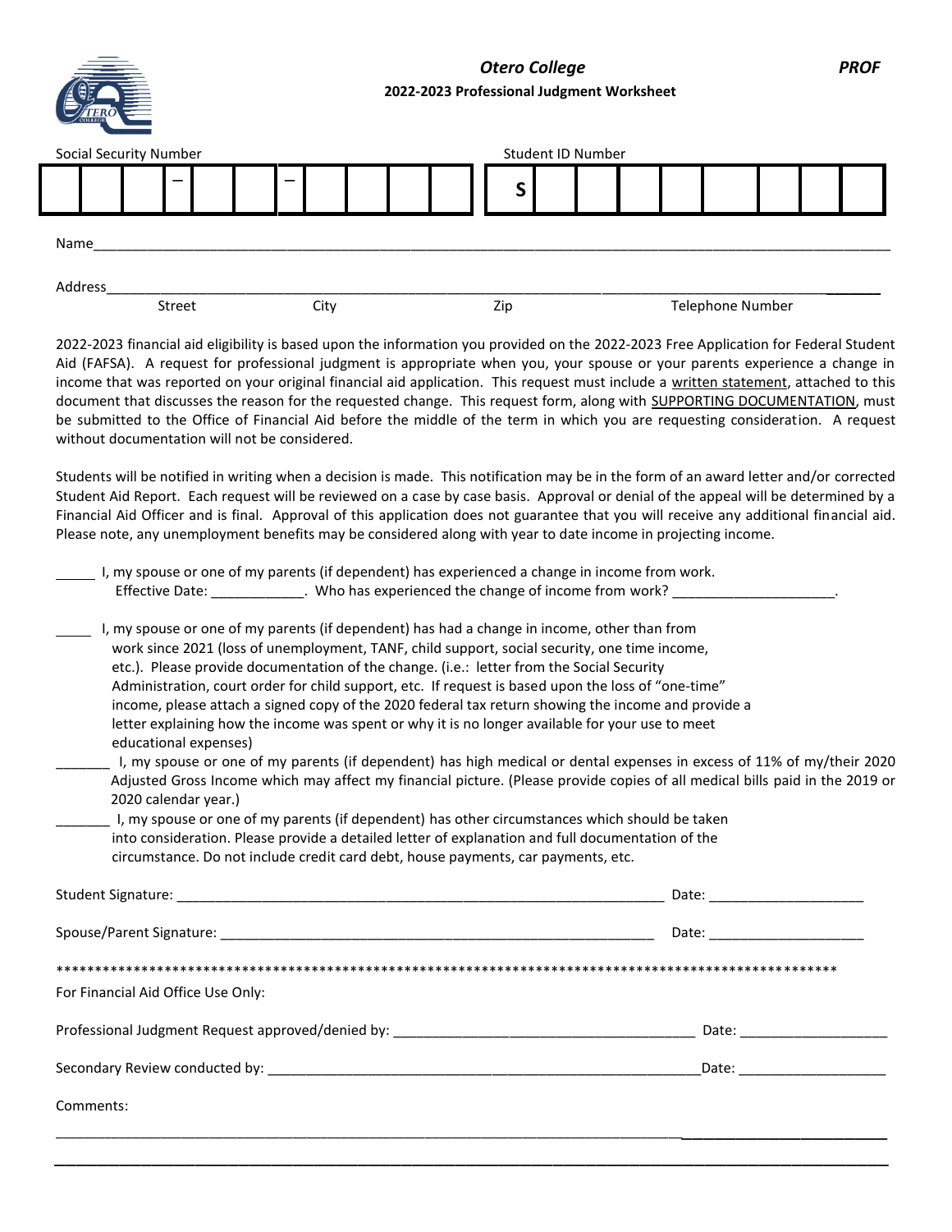# Otero College

**PROF**

**2022-2023 Professional Judgment Worksheet**

| Social Security Number | Student ID Number |
| --- | --- |
| ___ ___ ___ – ___ ___ – ___ ___ ___ ___ | S ___ ___ ___ ___ ___ ___ ___ ___ |

Name_____________________________________________________________________________________________

Address_____________________________________________________________________________________________

Street    City    Zip    Telephone Number

2022-2023 financial aid eligibility is based upon the information you provided on the 2022-2023 Free Application for Federal Student Aid (FAFSA). A request for professional judgment is appropriate when you, your spouse or your parents experience a change in income that was reported on your original financial aid application. This request must include a written statement, attached to this document that discusses the reason for the requested change. This request form, along with SUPPORTING DOCUMENTATION, must be submitted to the Office of Financial Aid before the middle of the term in which you are requesting consideration. A request without documentation will not be considered.

Students will be notified in writing when a decision is made. This notification may be in the form of an award letter and/or corrected Student Aid Report. Each request will be reviewed on a case by case basis. Approval or denial of the appeal will be determined by a Financial Aid Officer and is final. Approval of this application does not guarantee that you will receive any additional financial aid. Please note, any unemployment benefits may be considered along with year to date income in projecting income.

_____ I, my spouse or one of my parents (if dependent) has experienced a change in income from work.
Effective Date: ____________. Who has experienced the change of income from work? ____________________.

_____ I, my spouse or one of my parents (if dependent) has had a change in income, other than from work since 2021 (loss of unemployment, TANF, child support, social security, one time income, etc.). Please provide documentation of the change. (i.e.: letter from the Social Security Administration, court order for child support, etc. If request is based upon the loss of "one-time" income, please attach a signed copy of the 2020 federal tax return showing the income and provide a letter explaining how the income was spent or why it is no longer available for your use to meet educational expenses)

_______ I, my spouse or one of my parents (if dependent) has high medical or dental expenses in excess of 11% of my/their 2020 Adjusted Gross Income which may affect my financial picture. (Please provide copies of all medical bills paid in the 2019 or 2020 calendar year.)

_______ I, my spouse or one of my parents (if dependent) has other circumstances which should be taken into consideration. Please provide a detailed letter of explanation and full documentation of the circumstance. Do not include credit card debt, house payments, car payments, etc.

Student Signature: _______________________________________________________________ Date: ____________________

Spouse/Parent Signature: __________________________________________________________ Date: ____________________

*****************************************************************************************************

For Financial Aid Office Use Only:

Professional Judgment Request approved/denied by: _____________________________________ Date: ___________________

Secondary Review conducted by: ________________________________________________________Date: ___________________

Comments:

_____________________________________________________________________________________________________

_____________________________________________________________________________________________________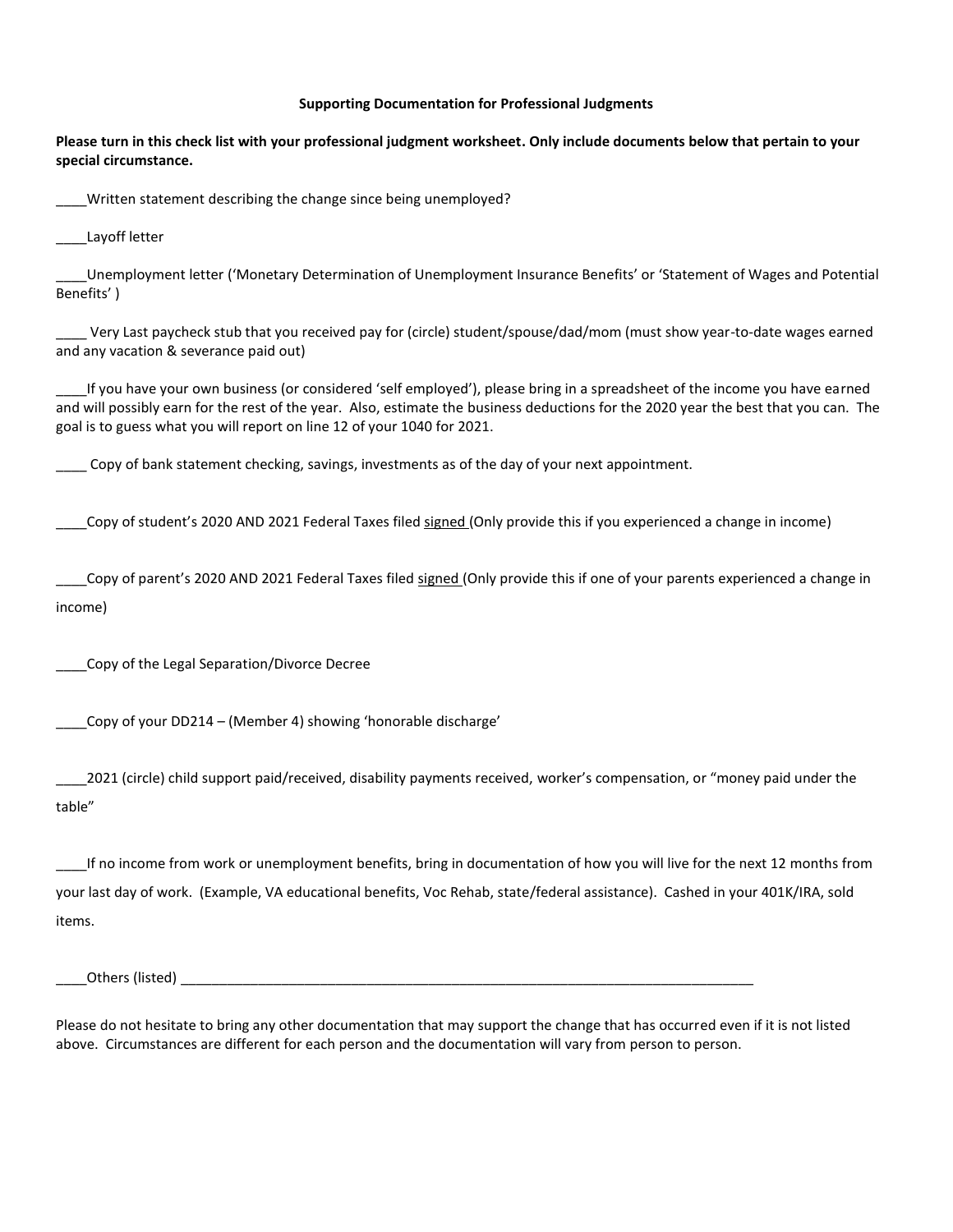**Supporting Documentation for Professional Judgments**

**Please turn in this check list with your professional judgment worksheet. Only include documents below that pertain to your special circumstance.**

____Written statement describing the change since being unemployed?

____Layoff letter

____Unemployment letter ('Monetary Determination of Unemployment Insurance Benefits' or 'Statement of Wages and Potential Benefits' )

____ Very Last paycheck stub that you received pay for (circle) student/spouse/dad/mom (must show year-to-date wages earned and any vacation & severance paid out)

____If you have your own business (or considered 'self employed'), please bring in a spreadsheet of the income you have earned and will possibly earn for the rest of the year. Also, estimate the business deductions for the 2020 year the best that you can. The goal is to guess what you will report on line 12 of your 1040 for 2021.

____ Copy of bank statement checking, savings, investments as of the day of your next appointment.

____Copy of student's 2020 AND 2021 Federal Taxes filed <u>signed</u> (Only provide this if you experienced a change in income)

____Copy of parent's 2020 AND 2021 Federal Taxes filed <u>signed</u> (Only provide this if one of your parents experienced a change in income)

____Copy of the Legal Separation/Divorce Decree

____Copy of your DD214 – (Member 4) showing 'honorable discharge'

____2021 (circle) child support paid/received, disability payments received, worker's compensation, or "money paid under the table"

____If no income from work or unemployment benefits, bring in documentation of how you will live for the next 12 months from your last day of work. (Example, VA educational benefits, Voc Rehab, state/federal assistance). Cashed in your 401K/IRA, sold items.

____Others (listed) ____________________________________________________________________________

Please do not hesitate to bring any other documentation that may support the change that has occurred even if it is not listed above. Circumstances are different for each person and the documentation will vary from person to person.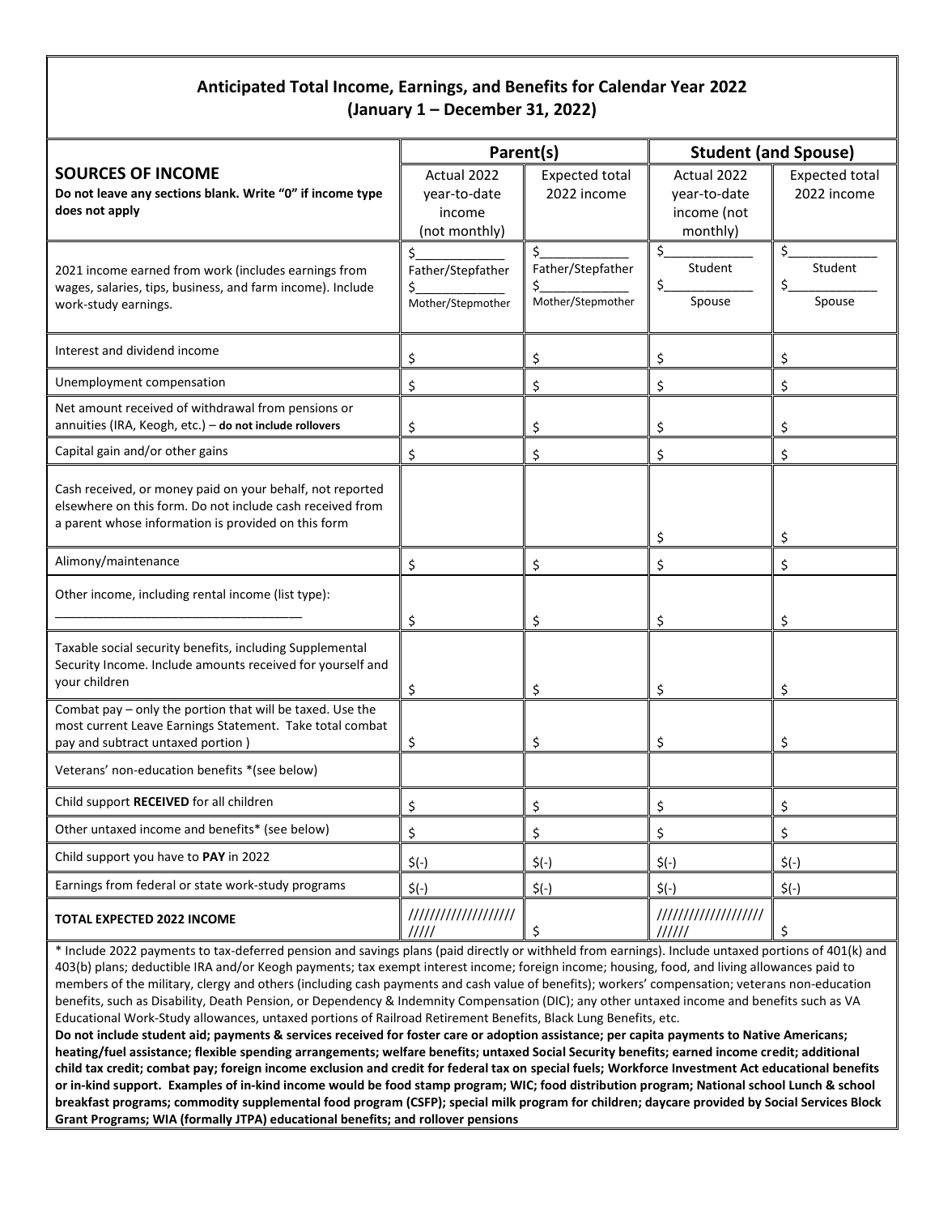## Anticipated Total Income, Earnings, and Benefits for Calendar Year 2022
## (January 1 – December 31, 2022)

| **SOURCES OF INCOME**<br>**Do not leave any sections blank. Write "0" if income type does not apply** | **Parent(s)** | | **Student (and Spouse)** | |
|---|---|---|---|---|
| | Actual 2022 year-to-date income (not monthly) | Expected total 2022 income | Actual 2022 year-to-date income (not monthly) | Expected total 2022 income |
| 2021 income earned from work (includes earnings from wages, salaries, tips, business, and farm income). Include work-study earnings. | $____________ Father/Stepfather<br>$____________ Mother/Stepmother | $____________ Father/Stepfather<br>$____________ Mother/Stepmother | $____________ Student<br>$____________ Spouse | $____________ Student<br>$____________ Spouse |
| Interest and dividend income | $ | $ | $ | $ |
| Unemployment compensation | $ | $ | $ | $ |
| Net amount received of withdrawal from pensions or annuities (IRA, Keogh, etc.) – **do not include rollovers** | $ | $ | $ | $ |
| Capital gain and/or other gains | $ | $ | $ | $ |
| Cash received, or money paid on your behalf, not reported elsewhere on this form. Do not include cash received from a parent whose information is provided on this form | | | $ | $ |
| Alimony/maintenance | $ | $ | $ | $ |
| Other income, including rental income (list type): ___________________________________ | $ | $ | $ | $ |
| Taxable social security benefits, including Supplemental Security Income. Include amounts received for yourself and your children | $ | $ | $ | $ |
| Combat pay – only the portion that will be taxed. Use the most current Leave Earnings Statement. Take total combat pay and subtract untaxed portion ) | $ | $ | $ | $ |
| Veterans' non-education benefits *(see below) | | | | |
| Child support **RECEIVED** for all children | $ | $ | $ | $ |
| Other untaxed income and benefits* (see below) | $ | $ | $ | $ |
| Child support you have to **PAY** in 2022 | $(-) | $(-) | $(-) | $(-) |
| Earnings from federal or state work-study programs | $(-) | $(-) | $(-) | $(-) |
| **TOTAL EXPECTED 2022 INCOME** | /////////////////////////// | $ | //////////////////////////// | $ |

* Include 2022 payments to tax-deferred pension and savings plans (paid directly or withheld from earnings). Include untaxed portions of 401(k) and 403(b) plans; deductible IRA and/or Keogh payments; tax exempt interest income; foreign income; housing, food, and living allowances paid to members of the military, clergy and others (including cash payments and cash value of benefits); workers' compensation; veterans non-education benefits, such as Disability, Death Pension, or Dependency & Indemnity Compensation (DIC); any other untaxed income and benefits such as VA Educational Work-Study allowances, untaxed portions of Railroad Retirement Benefits, Black Lung Benefits, etc.

**Do not include student aid; payments & services received for foster care or adoption assistance; per capita payments to Native Americans; heating/fuel assistance; flexible spending arrangements; welfare benefits; untaxed Social Security benefits; earned income credit; additional child tax credit; combat pay; foreign income exclusion and credit for federal tax on special fuels; Workforce Investment Act educational benefits or in-kind support. Examples of in-kind income would be food stamp program; WIC; food distribution program; National school Lunch & school breakfast programs; commodity supplemental food program (CSFP); special milk program for children; daycare provided by Social Services Block Grant Programs; WIA (formally JTPA) educational benefits; and rollover pensions**